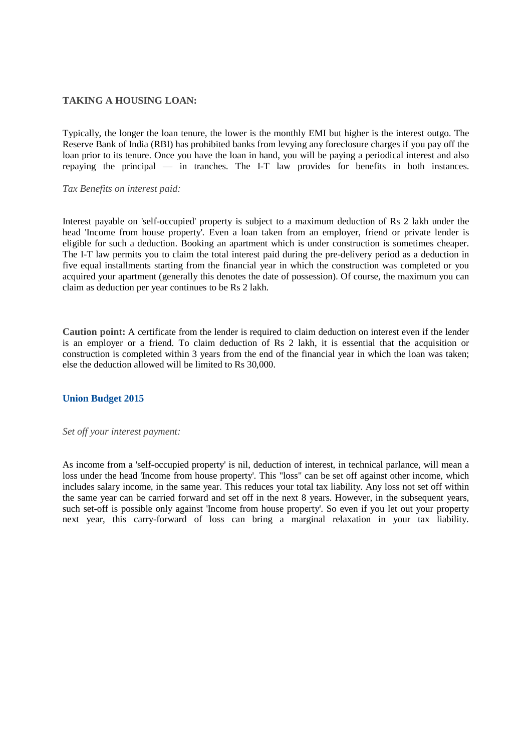## TAKING A HOUSING LOAN:

Typically, the longer the loan tenure, the lower is the monthly EMI but higher is the interest outgo. The Reserve Bank of India (RBI) has prohibited banks from levying any foreclosure charges if you pay off the loan prior to its tenure. Once you have the loan in hand, you will be paying a periodical interest and also repaying the principal — in tranches. The I-T law provides for benefits in both instances.

*Tax Benefits on interest paid:*

Interest payable on 'self-occupied' property is subject to a maximum deduction of Rs 2 lakh under the head 'Income from house property'. Even a loan taken from an employer, friend or private lender is eligible for such a deduction. Booking an apartment which is under construction is sometimes cheaper. The I-T law permits you to claim the total interest paid during the pre-delivery period as a deduction in five equal installments starting from the financial year in which the construction was completed or you acquired your apartment (generally this denotes the date of possession). Of course, the maximum you can claim as deduction per year continues to be Rs 2 lakh.

**Caution point:** A certificate from the lender is required to claim deduction on interest even if the lender is an employer or a friend. To claim deduction of Rs 2 lakh, it is essential that the acquisition or construction is completed within 3 years from the end of the financial year in which the loan was taken; else the deduction allowed will be limited to Rs 30,000.

### Union Budget 2015

*Set off your interest payment:*

As income from a 'self-occupied property' is nil, deduction of interest, in technical parlance, will mean a loss under the head 'Income from house property'. This "loss" can be set off against other income, which includes salary income, in the same year. This reduces your total tax liability. Any loss not set off within the same year can be carried forward and set off in the next 8 years. However, in the subsequent years, such set-off is possible only against 'Income from house property'. So even if you let out your property next year, this carry-forward of loss can bring a marginal relaxation in your tax liability.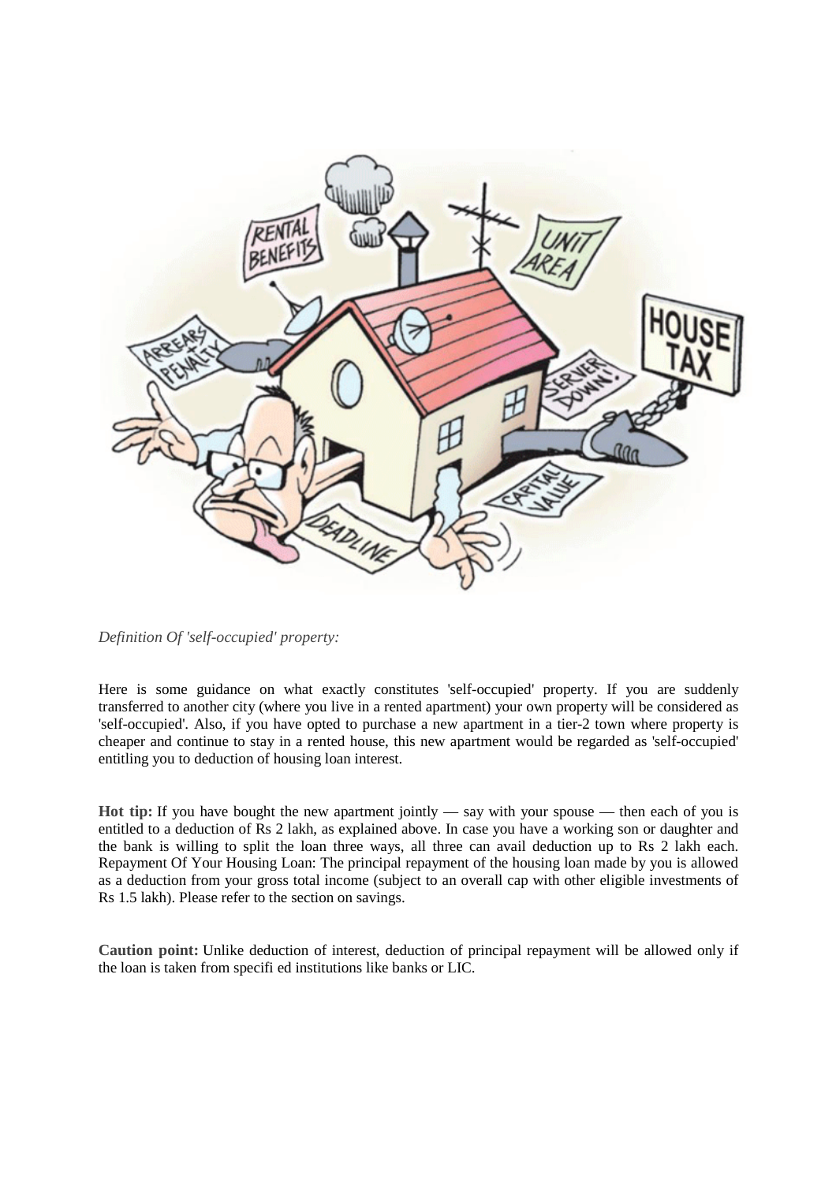*Definition Of 'self-occupied' property:*

Here is some guidance on what exactly constitutes 'self-occupied' property. If you are suddenly transferred to another city (where you live in a rented apartment) your own property will be considered as 'self-occupied'. Also, if you have opted to purchase a new apartment in a tier-2 town where property is cheaper and continue to stay in a rented house, this new apartment would be regarded as 'self-occupied' entitling you to deduction of housing loan interest.

**Hot tip:** If you have bought the new apartment jointly — say with your spouse — then each of you is entitled to a deduction of Rs 2 lakh, as explained above. In case you have a working son or daughter and the bank is willing to split the loan three ways, all three can avail deduction up to Rs 2 lakh each. Repayment Of Your Housing Loan: The principal repayment of the housing loan made by you is allowed as a deduction from your gross total income (subject to an overall cap with other eligible investments of Rs 1.5 lakh). Please refer to the section on savings.

**Caution point:** Unlike deduction of interest, deduction of principal repayment will be allowed only if the loan is taken from specifi ed institutions like banks or LIC.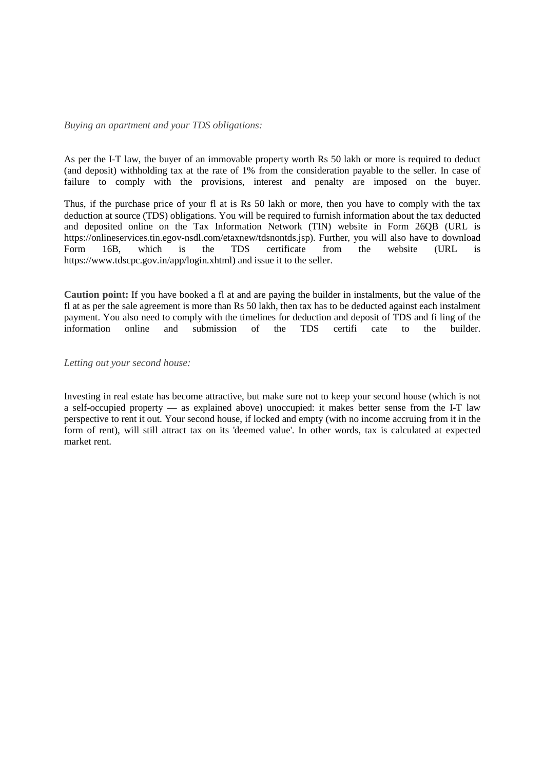*Buying an apartment and your TDS obligations:*

As per the I-T law, the buyer of an immovable property worth Rs 50 lakh or more is required to deduct (and deposit) withholding tax at the rate of 1% from the consideration payable to the seller. In case of failure to comply with the provisions, interest and penalty are imposed on the buyer.

Thus, if the purchase price of your fl at is Rs 50 lakh or more, then you have to comply with the tax deduction at source (TDS) obligations. You will be required to furnish information about the tax deducted and deposited online on the Tax Information Network (TIN) website in Form 26QB (URL is https://onlineservices.tin.egov-nsdl.com/etaxnew/tdsnontds.jsp). Further, you will also have to download Form 16B, which is the TDS certificate from the website (URL is https://www.tdscpc.gov.in/app/login.xhtml) and issue it to the seller.

**Caution point:** If you have booked a fl at and are paying the builder in instalments, but the value of the fl at as per the sale agreement is more than Rs 50 lakh, then tax has to be deducted against each instalment payment. You also need to comply with the timelines for deduction and deposit of TDS and fi ling of the information online and submission of the TDS certifi cate to the builder.

*Letting out your second house:*

Investing in real estate has become attractive, but make sure not to keep your second house (which is not a self-occupied property — as explained above) unoccupied: it makes better sense from the I-T law perspective to rent it out. Your second house, if locked and empty (with no income accruing from it in the form of rent), will still attract tax on its 'deemed value'. In other words, tax is calculated at expected market rent.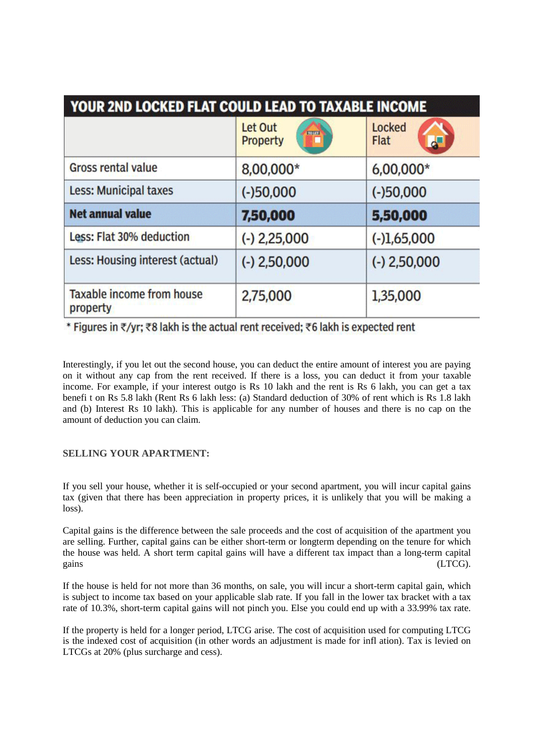| YOUR 2ND LOCKED FLAT COULD LEAD TO TAXABLE INCOME | Let Out Property | Locked Flat |
|---|---|---|
| Gross rental value | 8,00,000* | 6,00,000* |
| Less: Municipal taxes | (-)50,000 | (-)50,000 |
| **Net annual value** | **7,50,000** | **5,50,000** |
| Less: Flat 30% deduction | (-) 2,25,000 | (-)1,65,000 |
| Less: Housing interest (actual) | (-) 2,50,000 | (-) 2,50,000 |
| Taxable income from house property | 2,75,000 | 1,35,000 |

* Figures in ₹/yr; ₹8 lakh is the actual rent received; ₹6 lakh is expected rent

Interestingly, if you let out the second house, you can deduct the entire amount of interest you are paying on it without any cap from the rent received. If there is a loss, you can deduct it from your taxable income. For example, if your interest outgo is Rs 10 lakh and the rent is Rs 6 lakh, you can get a tax benefi t on Rs 5.8 lakh (Rent Rs 6 lakh less: (a) Standard deduction of 30% of rent which is Rs 1.8 lakh and (b) Interest Rs 10 lakh). This is applicable for any number of houses and there is no cap on the amount of deduction you can claim.

**SELLING YOUR APARTMENT:**

If you sell your house, whether it is self-occupied or your second apartment, you will incur capital gains tax (given that there has been appreciation in property prices, it is unlikely that you will be making a loss).

Capital gains is the difference between the sale proceeds and the cost of acquisition of the apartment you are selling. Further, capital gains can be either short-term or longterm depending on the tenure for which the house was held. A short term capital gains will have a different tax impact than a long-term capital gains (LTCG).

If the house is held for not more than 36 months, on sale, you will incur a short-term capital gain, which is subject to income tax based on your applicable slab rate. If you fall in the lower tax bracket with a tax rate of 10.3%, short-term capital gains will not pinch you. Else you could end up with a 33.99% tax rate.

If the property is held for a longer period, LTCG arise. The cost of acquisition used for computing LTCG is the indexed cost of acquisition (in other words an adjustment is made for infl ation). Tax is levied on LTCGs at 20% (plus surcharge and cess).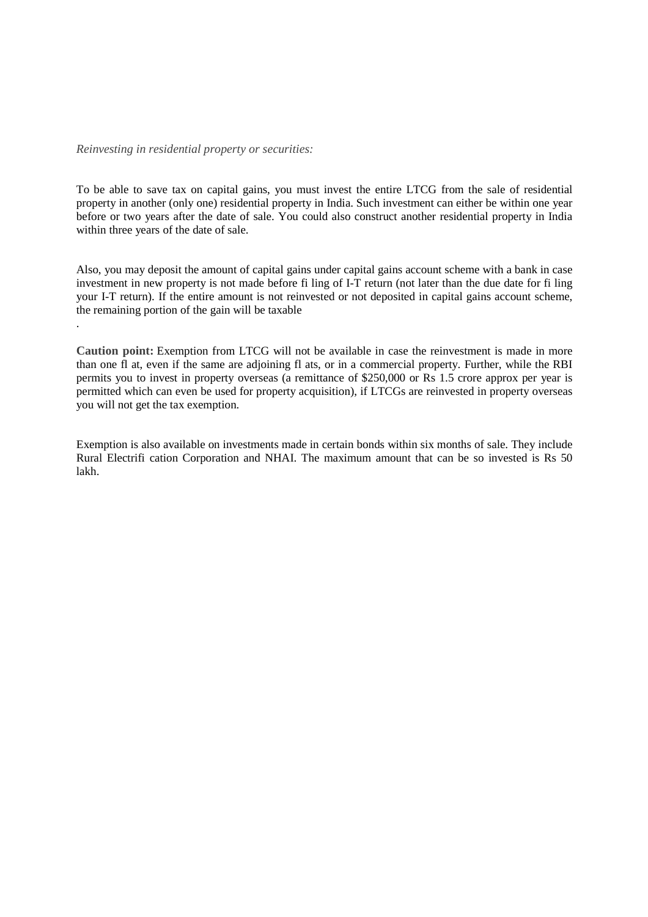*Reinvesting in residential property or securities:*

To be able to save tax on capital gains, you must invest the entire LTCG from the sale of residential property in another (only one) residential property in India. Such investment can either be within one year before or two years after the date of sale. You could also construct another residential property in India within three years of the date of sale.

Also, you may deposit the amount of capital gains under capital gains account scheme with a bank in case investment in new property is not made before fi ling of I-T return (not later than the due date for fi ling your I-T return). If the entire amount is not reinvested or not deposited in capital gains account scheme, the remaining portion of the gain will be taxable

.

**Caution point:** Exemption from LTCG will not be available in case the reinvestment is made in more than one fl at, even if the same are adjoining fl ats, or in a commercial property. Further, while the RBI permits you to invest in property overseas (a remittance of $250,000 or Rs 1.5 crore approx per year is permitted which can even be used for property acquisition), if LTCGs are reinvested in property overseas you will not get the tax exemption.

Exemption is also available on investments made in certain bonds within six months of sale. They include Rural Electrifi cation Corporation and NHAI. The maximum amount that can be so invested is Rs 50 lakh.